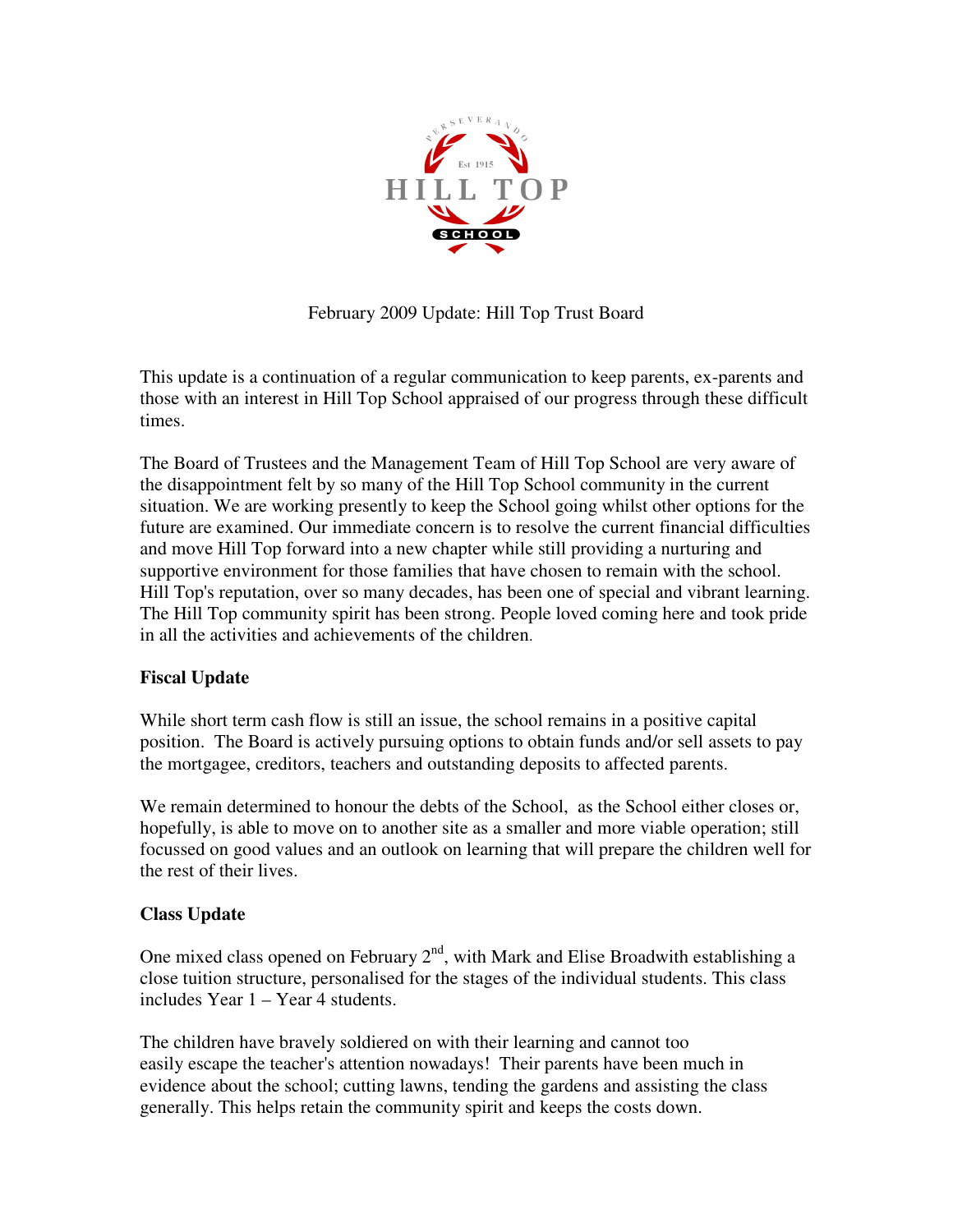February 2009 Update: Hill Top Trust Board

This update is a continuation of a regular communication to keep parents, ex-parents and those with an interest in Hill Top School appraised of our progress through these difficult times.

The Board of Trustees and the Management Team of Hill Top School are very aware of the disappointment felt by so many of the Hill Top School community in the current situation. We are working presently to keep the School going whilst other options for the future are examined. Our immediate concern is to resolve the current financial difficulties and move Hill Top forward into a new chapter while still providing a nurturing and supportive environment for those families that have chosen to remain with the school. Hill Top's reputation, over so many decades, has been one of special and vibrant learning. The Hill Top community spirit has been strong. People loved coming here and took pride in all the activities and achievements of the children.

**Fiscal Update**

While short term cash flow is still an issue, the school remains in a positive capital position. The Board is actively pursuing options to obtain funds and/or sell assets to pay the mortgagee, creditors, teachers and outstanding deposits to affected parents.

We remain determined to honour the debts of the School, as the School either closes or, hopefully, is able to move on to another site as a smaller and more viable operation; still focussed on good values and an outlook on learning that will prepare the children well for the rest of their lives.

**Class Update**

One mixed class opened on February 2nd, with Mark and Elise Broadwith establishing a close tuition structure, personalised for the stages of the individual students. This class includes Year 1 – Year 4 students.

The children have bravely soldiered on with their learning and cannot too easily escape the teacher's attention nowadays! Their parents have been much in evidence about the school; cutting lawns, tending the gardens and assisting the class generally. This helps retain the community spirit and keeps the costs down.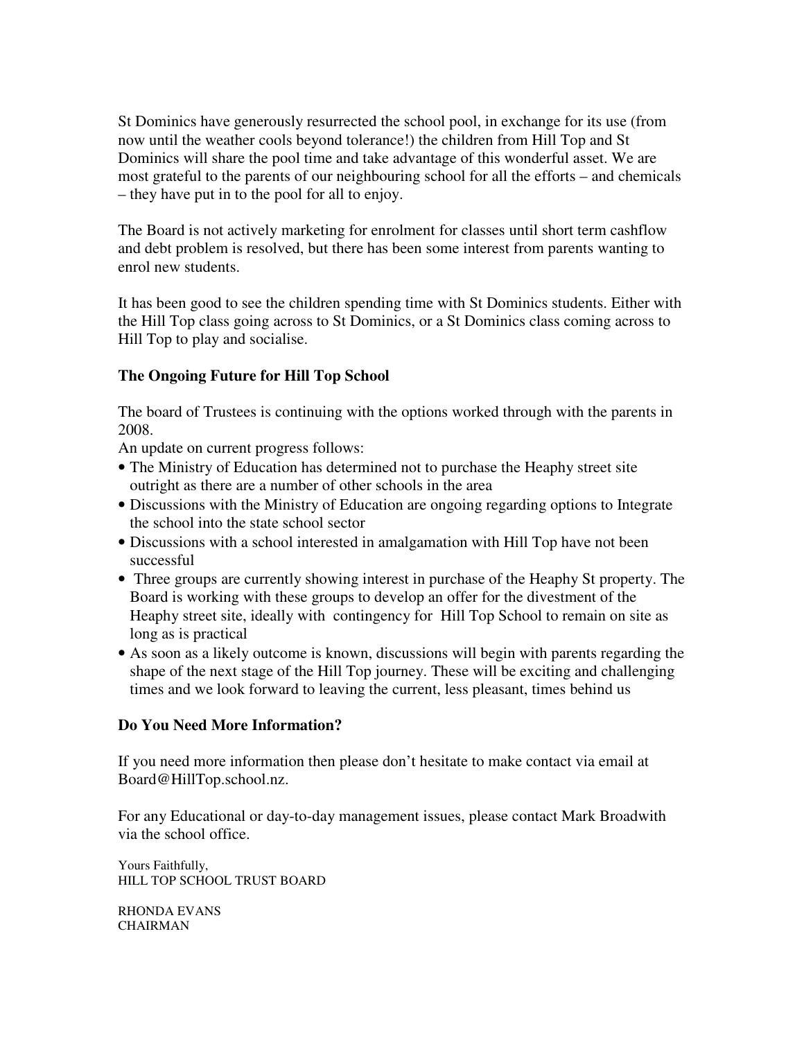St Dominics have generously resurrected the school pool, in exchange for its use (from now until the weather cools beyond tolerance!) the children from Hill Top and St Dominics will share the pool time and take advantage of this wonderful asset. We are most grateful to the parents of our neighbouring school for all the efforts – and chemicals – they have put in to the pool for all to enjoy.

The Board is not actively marketing for enrolment for classes until short term cashflow and debt problem is resolved, but there has been some interest from parents wanting to enrol new students.

It has been good to see the children spending time with St Dominics students. Either with the Hill Top class going across to St Dominics, or a St Dominics class coming across to Hill Top to play and socialise.

**The Ongoing Future for Hill Top School**

The board of Trustees is continuing with the options worked through with the parents in 2008.
An update on current progress follows:

- The Ministry of Education has determined not to purchase the Heaphy street site outright as there are a number of other schools in the area
- Discussions with the Ministry of Education are ongoing regarding options to Integrate the school into the state school sector
- Discussions with a school interested in amalgamation with Hill Top have not been successful
- Three groups are currently showing interest in purchase of the Heaphy St property. The Board is working with these groups to develop an offer for the divestment of the Heaphy street site, ideally with contingency for Hill Top School to remain on site as long as is practical
- As soon as a likely outcome is known, discussions will begin with parents regarding the shape of the next stage of the Hill Top journey. These will be exciting and challenging times and we look forward to leaving the current, less pleasant, times behind us

**Do You Need More Information?**

If you need more information then please don't hesitate to make contact via email at Board@HillTop.school.nz.

For any Educational or day-to-day management issues, please contact Mark Broadwith via the school office.

Yours Faithfully,
HILL TOP SCHOOL TRUST BOARD

RHONDA EVANS
CHAIRMAN